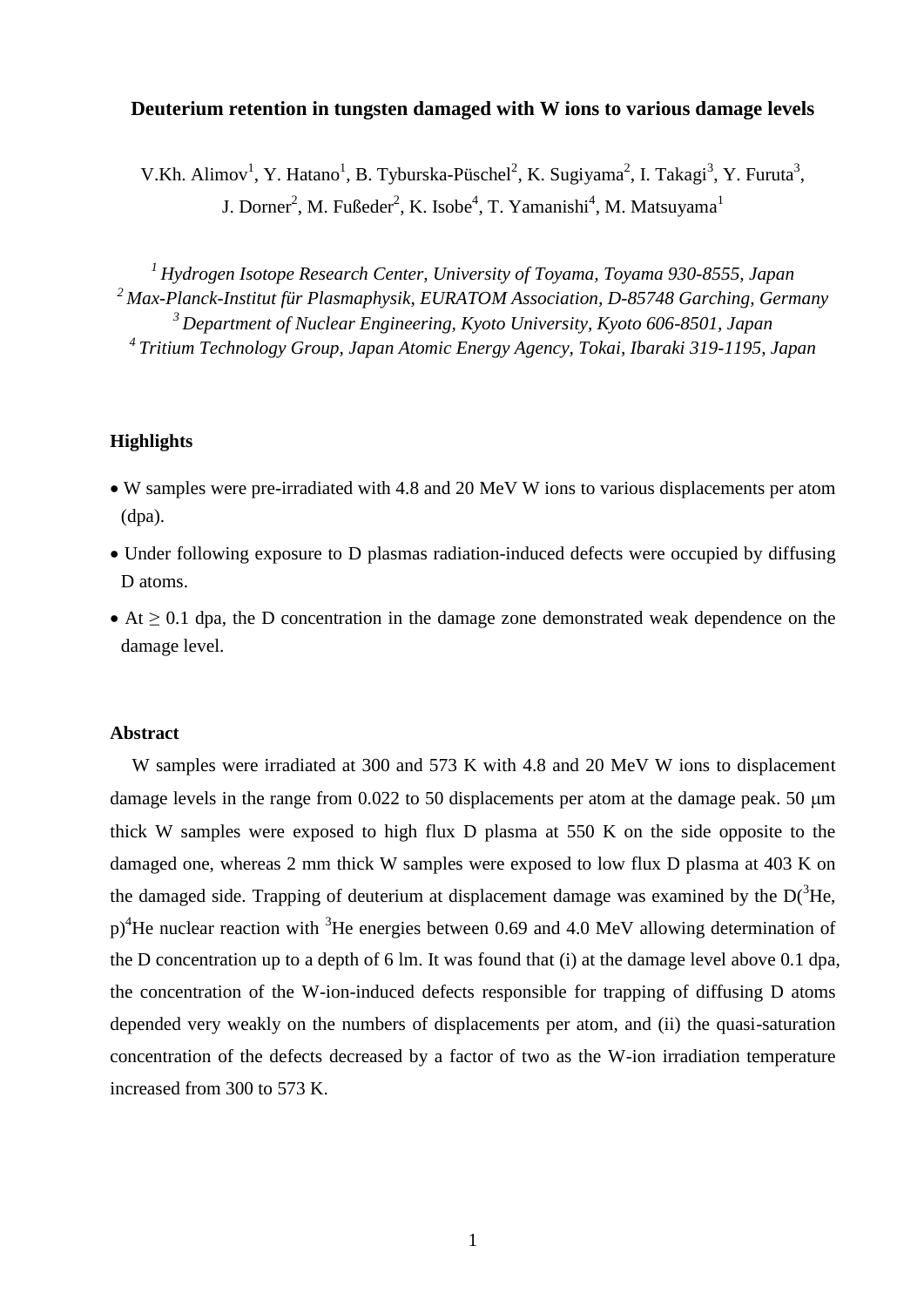# Deuterium retention in tungsten damaged with W ions to various damage levels

V.Kh. Alimov[1], Y. Hatano[1], B. Tyburska-Püschel[2], K. Sugiyama[2], I. Takagi[3], Y. Furuta[3], J. Dorner[2], M. Fußeder[2], K. Isobe[4], T. Yamanishi[4], M. Matsuyama[1]

[1] *Hydrogen Isotope Research Center, University of Toyama, Toyama 930-8555, Japan*
[2] *Max-Planck-Institut für Plasmaphysik, EURATOM Association, D-85748 Garching, Germany*
[3] *Department of Nuclear Engineering, Kyoto University, Kyoto 606-8501, Japan*
[4] *Tritium Technology Group, Japan Atomic Energy Agency, Tokai, Ibaraki 319-1195, Japan*

## Highlights

- W samples were pre-irradiated with 4.8 and 20 MeV W ions to various displacements per atom (dpa).
- Under following exposure to D plasmas radiation-induced defects were occupied by diffusing D atoms.
- At ≥ 0.1 dpa, the D concentration in the damage zone demonstrated weak dependence on the damage level.

## Abstract

W samples were irradiated at 300 and 573 K with 4.8 and 20 MeV W ions to displacement damage levels in the range from 0.022 to 50 displacements per atom at the damage peak. 50 μm thick W samples were exposed to high flux D plasma at 550 K on the side opposite to the damaged one, whereas 2 mm thick W samples were exposed to low flux D plasma at 403 K on the damaged side. Trapping of deuterium at displacement damage was examined by the D($^3$He, p)$^4$He nuclear reaction with $^3$He energies between 0.69 and 4.0 MeV allowing determination of the D concentration up to a depth of 6 lm. It was found that (i) at the damage level above 0.1 dpa, the concentration of the W-ion-induced defects responsible for trapping of diffusing D atoms depended very weakly on the numbers of displacements per atom, and (ii) the quasi-saturation concentration of the defects decreased by a factor of two as the W-ion irradiation temperature increased from 300 to 573 K.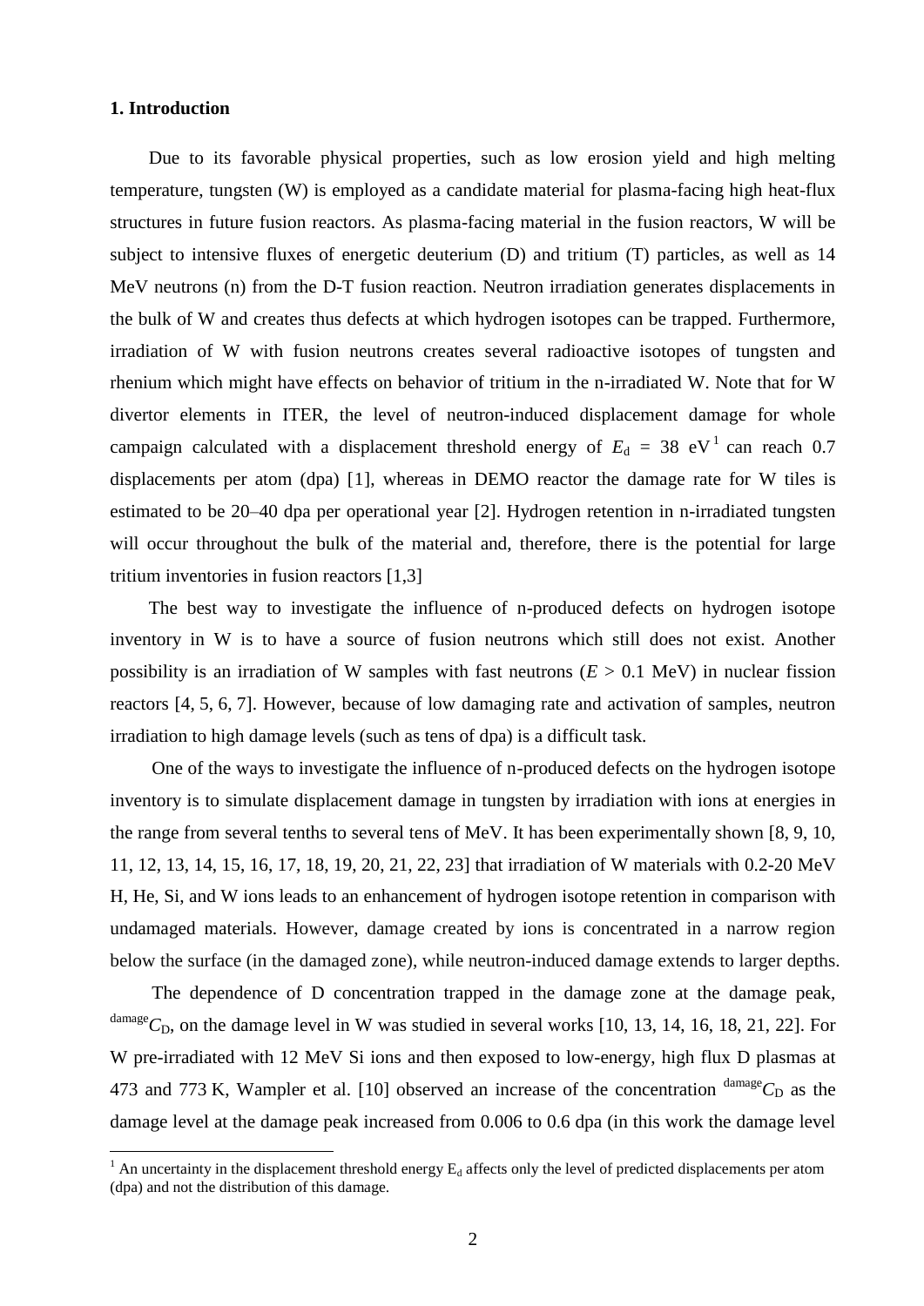## 1. Introduction

Due to its favorable physical properties, such as low erosion yield and high melting temperature, tungsten (W) is employed as a candidate material for plasma-facing high heat-flux structures in future fusion reactors. As plasma-facing material in the fusion reactors, W will be subject to intensive fluxes of energetic deuterium (D) and tritium (T) particles, as well as 14 MeV neutrons (n) from the D-T fusion reaction. Neutron irradiation generates displacements in the bulk of W and creates thus defects at which hydrogen isotopes can be trapped. Furthermore, irradiation of W with fusion neutrons creates several radioactive isotopes of tungsten and rhenium which might have effects on behavior of tritium in the n-irradiated W. Note that for W divertor elements in ITER, the level of neutron-induced displacement damage for whole campaign calculated with a displacement threshold energy of $E_d$ = 38 eV [1] can reach 0.7 displacements per atom (dpa) [1], whereas in DEMO reactor the damage rate for W tiles is estimated to be 20–40 dpa per operational year [2]. Hydrogen retention in n-irradiated tungsten will occur throughout the bulk of the material and, therefore, there is the potential for large tritium inventories in fusion reactors [1,3]

The best way to investigate the influence of n-produced defects on hydrogen isotope inventory in W is to have a source of fusion neutrons which still does not exist. Another possibility is an irradiation of W samples with fast neutrons ($E$ > 0.1 MeV) in nuclear fission reactors [4, 5, 6, 7]. However, because of low damaging rate and activation of samples, neutron irradiation to high damage levels (such as tens of dpa) is a difficult task.

One of the ways to investigate the influence of n-produced defects on the hydrogen isotope inventory is to simulate displacement damage in tungsten by irradiation with ions at energies in the range from several tenths to several tens of MeV. It has been experimentally shown [8, 9, 10, 11, 12, 13, 14, 15, 16, 17, 18, 19, 20, 21, 22, 23] that irradiation of W materials with 0.2-20 MeV H, He, Si, and W ions leads to an enhancement of hydrogen isotope retention in comparison with undamaged materials. However, damage created by ions is concentrated in a narrow region below the surface (in the damaged zone), while neutron-induced damage extends to larger depths.

The dependence of D concentration trapped in the damage zone at the damage peak, ${}^{\text{damage}}C_{\text{D}}$, on the damage level in W was studied in several works [10, 13, 14, 16, 18, 21, 22]. For W pre-irradiated with 12 MeV Si ions and then exposed to low-energy, high flux D plasmas at 473 and 773 K, Wampler et al. [10] observed an increase of the concentration ${}^{\text{damage}}C_{\text{D}}$ as the damage level at the damage peak increased from 0.006 to 0.6 dpa (in this work the damage level

[1] An uncertainty in the displacement threshold energy $E_d$ affects only the level of predicted displacements per atom (dpa) and not the distribution of this damage.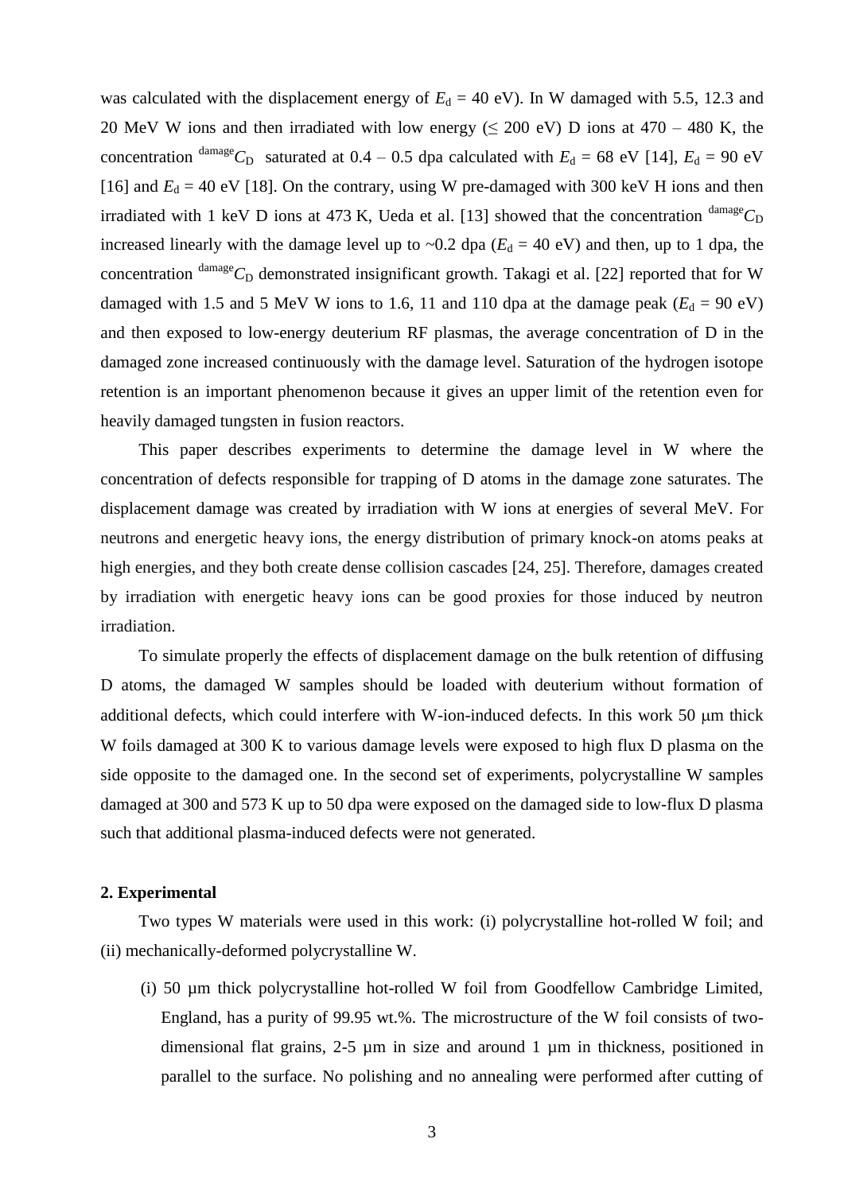was calculated with the displacement energy of $E_d = 40$ eV). In W damaged with 5.5, 12.3 and 20 MeV W ions and then irradiated with low energy (≤ 200 eV) D ions at 470 – 480 K, the concentration ${}^{\text{damage}}C_D$ saturated at 0.4 – 0.5 dpa calculated with $E_d = 68$ eV [14], $E_d = 90$ eV [16] and $E_d = 40$ eV [18]. On the contrary, using W pre-damaged with 300 keV H ions and then irradiated with 1 keV D ions at 473 K, Ueda et al. [13] showed that the concentration ${}^{\text{damage}}C_D$ increased linearly with the damage level up to ~0.2 dpa ($E_d = 40$ eV) and then, up to 1 dpa, the concentration ${}^{\text{damage}}C_D$ demonstrated insignificant growth. Takagi et al. [22] reported that for W damaged with 1.5 and 5 MeV W ions to 1.6, 11 and 110 dpa at the damage peak ($E_d = 90$ eV) and then exposed to low-energy deuterium RF plasmas, the average concentration of D in the damaged zone increased continuously with the damage level. Saturation of the hydrogen isotope retention is an important phenomenon because it gives an upper limit of the retention even for heavily damaged tungsten in fusion reactors.

This paper describes experiments to determine the damage level in W where the concentration of defects responsible for trapping of D atoms in the damage zone saturates. The displacement damage was created by irradiation with W ions at energies of several MeV. For neutrons and energetic heavy ions, the energy distribution of primary knock-on atoms peaks at high energies, and they both create dense collision cascades [24, 25]. Therefore, damages created by irradiation with energetic heavy ions can be good proxies for those induced by neutron irradiation.

To simulate properly the effects of displacement damage on the bulk retention of diffusing D atoms, the damaged W samples should be loaded with deuterium without formation of additional defects, which could interfere with W-ion-induced defects. In this work 50 μm thick W foils damaged at 300 K to various damage levels were exposed to high flux D plasma on the side opposite to the damaged one. In the second set of experiments, polycrystalline W samples damaged at 300 and 573 K up to 50 dpa were exposed on the damaged side to low-flux D plasma such that additional plasma-induced defects were not generated.

## 2. Experimental

Two types W materials were used in this work: (i) polycrystalline hot-rolled W foil; and (ii) mechanically-deformed polycrystalline W.

(i) 50 µm thick polycrystalline hot-rolled W foil from Goodfellow Cambridge Limited, England, has a purity of 99.95 wt.%. The microstructure of the W foil consists of two-dimensional flat grains, 2-5 µm in size and around 1 µm in thickness, positioned in parallel to the surface. No polishing and no annealing were performed after cutting of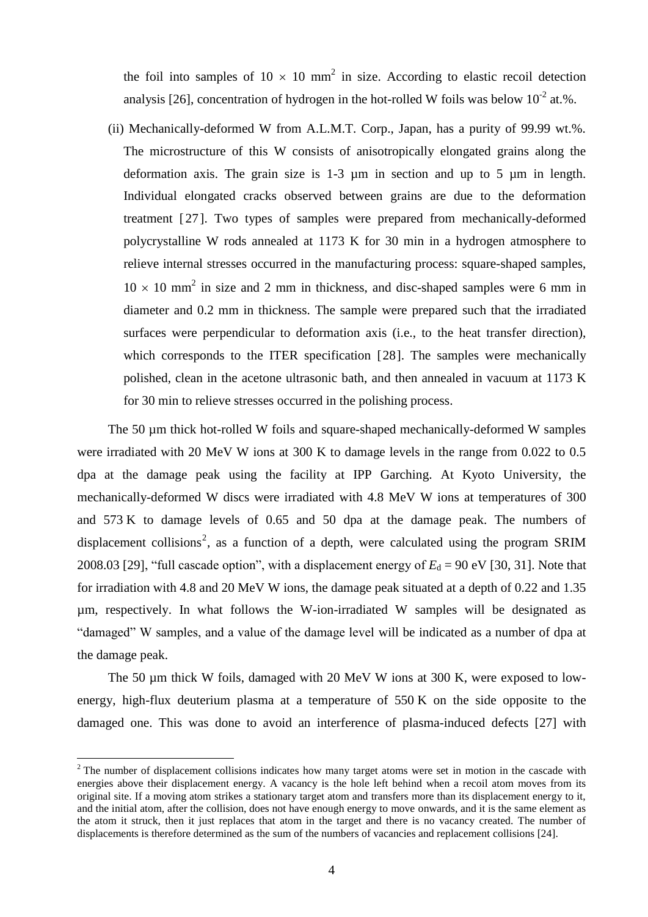the foil into samples of $10 \times 10$ mm$^2$ in size. According to elastic recoil detection analysis [26], concentration of hydrogen in the hot-rolled W foils was below $10^{-2}$ at.%.

(ii) Mechanically-deformed W from A.L.M.T. Corp., Japan, has a purity of 99.99 wt.%. The microstructure of this W consists of anisotropically elongated grains along the deformation axis. The grain size is 1-3 µm in section and up to 5 µm in length. Individual elongated cracks observed between grains are due to the deformation treatment [27]. Two types of samples were prepared from mechanically-deformed polycrystalline W rods annealed at 1173 K for 30 min in a hydrogen atmosphere to relieve internal stresses occurred in the manufacturing process: square-shaped samples, $10 \times 10$ mm$^2$ in size and 2 mm in thickness, and disc-shaped samples were 6 mm in diameter and 0.2 mm in thickness. The sample were prepared such that the irradiated surfaces were perpendicular to deformation axis (i.e., to the heat transfer direction), which corresponds to the ITER specification [28]. The samples were mechanically polished, clean in the acetone ultrasonic bath, and then annealed in vacuum at 1173 K for 30 min to relieve stresses occurred in the polishing process.

The 50 µm thick hot-rolled W foils and square-shaped mechanically-deformed W samples were irradiated with 20 MeV W ions at 300 K to damage levels in the range from 0.022 to 0.5 dpa at the damage peak using the facility at IPP Garching. At Kyoto University, the mechanically-deformed W discs were irradiated with 4.8 MeV W ions at temperatures of 300 and 573 K to damage levels of 0.65 and 50 dpa at the damage peak. The numbers of displacement collisions[2], as a function of a depth, were calculated using the program SRIM 2008.03 [29], "full cascade option", with a displacement energy of $E_d = 90$ eV [30, 31]. Note that for irradiation with 4.8 and 20 MeV W ions, the damage peak situated at a depth of 0.22 and 1.35 µm, respectively. In what follows the W-ion-irradiated W samples will be designated as "damaged" W samples, and a value of the damage level will be indicated as a number of dpa at the damage peak.

The 50 µm thick W foils, damaged with 20 MeV W ions at 300 K, were exposed to low-energy, high-flux deuterium plasma at a temperature of 550 K on the side opposite to the damaged one. This was done to avoid an interference of plasma-induced defects [27] with

[2] The number of displacement collisions indicates how many target atoms were set in motion in the cascade with energies above their displacement energy. A vacancy is the hole left behind when a recoil atom moves from its original site. If a moving atom strikes a stationary target atom and transfers more than its displacement energy to it, and the initial atom, after the collision, does not have enough energy to move onwards, and it is the same element as the atom it struck, then it just replaces that atom in the target and there is no vacancy created. The number of displacements is therefore determined as the sum of the numbers of vacancies and replacement collisions [24].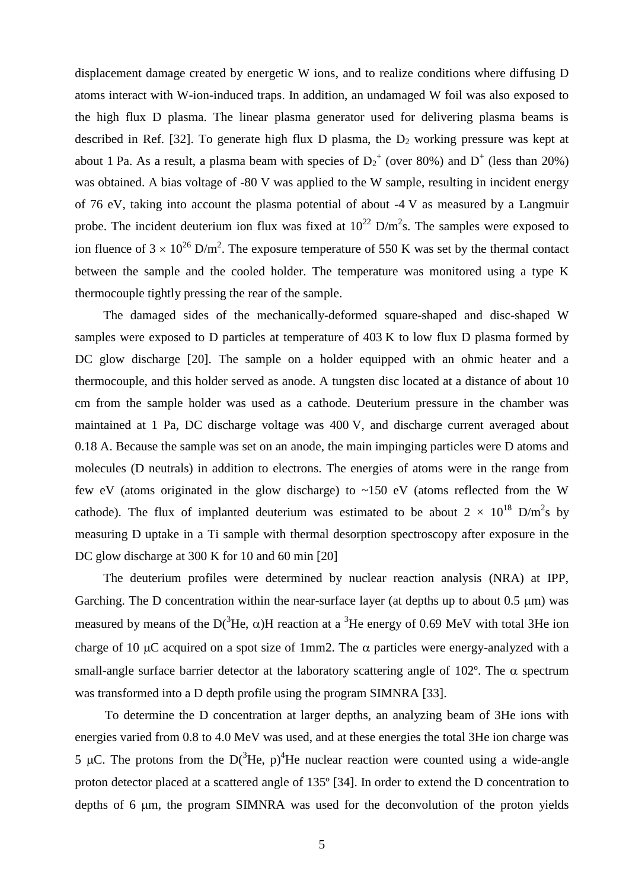displacement damage created by energetic W ions, and to realize conditions where diffusing D atoms interact with W-ion-induced traps. In addition, an undamaged W foil was also exposed to the high flux D plasma. The linear plasma generator used for delivering plasma beams is described in Ref. [32]. To generate high flux D plasma, the $D_2$ working pressure was kept at about 1 Pa. As a result, a plasma beam with species of $D_2^+$ (over 80%) and $D^+$ (less than 20%) was obtained. A bias voltage of -80 V was applied to the W sample, resulting in incident energy of 76 eV, taking into account the plasma potential of about -4 V as measured by a Langmuir probe. The incident deuterium ion flux was fixed at $10^{22}$ D/m$^2$s. The samples were exposed to ion fluence of $3 \times 10^{26}$ D/m$^2$. The exposure temperature of 550 K was set by the thermal contact between the sample and the cooled holder. The temperature was monitored using a type K thermocouple tightly pressing the rear of the sample.

The damaged sides of the mechanically-deformed square-shaped and disc-shaped W samples were exposed to D particles at temperature of 403 K to low flux D plasma formed by DC glow discharge [20]. The sample on a holder equipped with an ohmic heater and a thermocouple, and this holder served as anode. A tungsten disc located at a distance of about 10 cm from the sample holder was used as a cathode. Deuterium pressure in the chamber was maintained at 1 Pa, DC discharge voltage was 400 V, and discharge current averaged about 0.18 A. Because the sample was set on an anode, the main impinging particles were D atoms and molecules (D neutrals) in addition to electrons. The energies of atoms were in the range from few eV (atoms originated in the glow discharge) to ~150 eV (atoms reflected from the W cathode). The flux of implanted deuterium was estimated to be about $2 \times 10^{18}$ D/m$^2$s by measuring D uptake in a Ti sample with thermal desorption spectroscopy after exposure in the DC glow discharge at 300 K for 10 and 60 min [20]

The deuterium profiles were determined by nuclear reaction analysis (NRA) at IPP, Garching. The D concentration within the near-surface layer (at depths up to about 0.5 μm) was measured by means of the D($^3$He, α)H reaction at a $^3$He energy of 0.69 MeV with total 3He ion charge of 10 μC acquired on a spot size of 1mm2. The α particles were energy-analyzed with a small-angle surface barrier detector at the laboratory scattering angle of 102º. The α spectrum was transformed into a D depth profile using the program SIMNRA [33].

To determine the D concentration at larger depths, an analyzing beam of 3He ions with energies varied from 0.8 to 4.0 MeV was used, and at these energies the total 3He ion charge was 5 μC. The protons from the D($^3$He, p)$^4$He nuclear reaction were counted using a wide-angle proton detector placed at a scattered angle of 135º [34]. In order to extend the D concentration to depths of 6 μm, the program SIMNRA was used for the deconvolution of the proton yields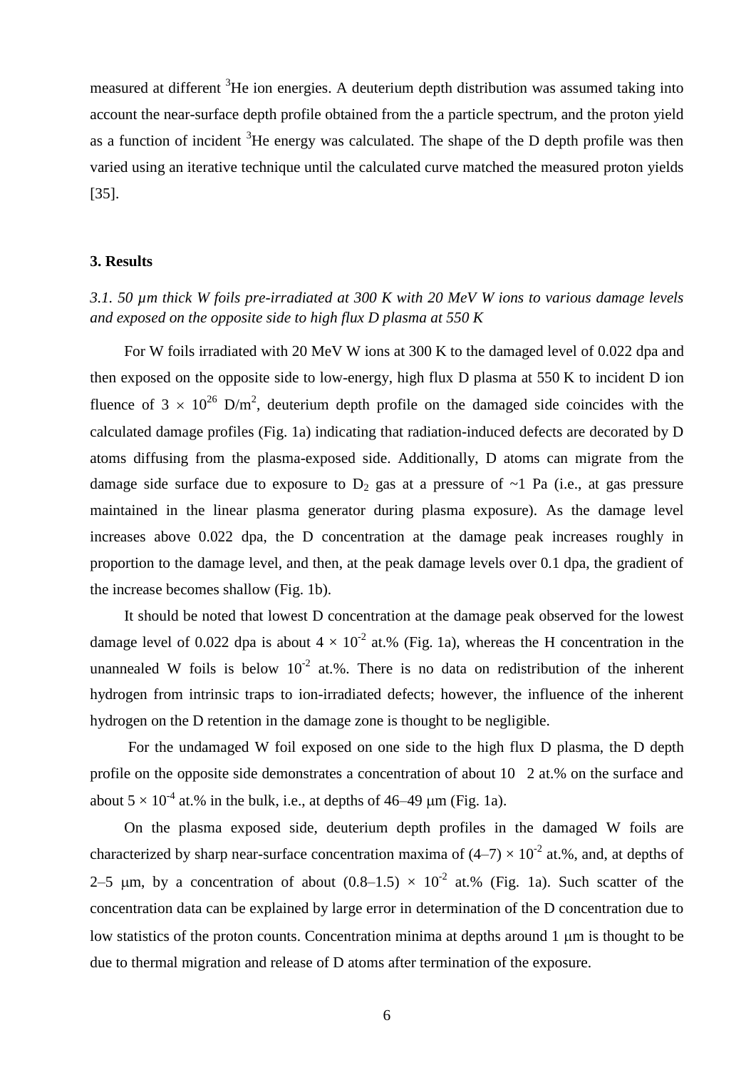measured at different $^3$He ion energies. A deuterium depth distribution was assumed taking into account the near-surface depth profile obtained from the a particle spectrum, and the proton yield as a function of incident $^3$He energy was calculated. The shape of the D depth profile was then varied using an iterative technique until the calculated curve matched the measured proton yields [35].

## 3. Results

### *3.1. 50 µm thick W foils pre-irradiated at 300 K with 20 MeV W ions to various damage levels and exposed on the opposite side to high flux D plasma at 550 K*

For W foils irradiated with 20 MeV W ions at 300 K to the damaged level of 0.022 dpa and then exposed on the opposite side to low-energy, high flux D plasma at 550 K to incident D ion fluence of $3 \times 10^{26}$ D/m$^2$, deuterium depth profile on the damaged side coincides with the calculated damage profiles (Fig. 1a) indicating that radiation-induced defects are decorated by D atoms diffusing from the plasma-exposed side. Additionally, D atoms can migrate from the damage side surface due to exposure to $D_2$ gas at a pressure of ~1 Pa (i.e., at gas pressure maintained in the linear plasma generator during plasma exposure). As the damage level increases above 0.022 dpa, the D concentration at the damage peak increases roughly in proportion to the damage level, and then, at the peak damage levels over 0.1 dpa, the gradient of the increase becomes shallow (Fig. 1b).

It should be noted that lowest D concentration at the damage peak observed for the lowest damage level of 0.022 dpa is about $4 \times 10^{-2}$ at.% (Fig. 1a), whereas the H concentration in the unannealed W foils is below $10^{-2}$ at.%. There is no data on redistribution of the inherent hydrogen from intrinsic traps to ion-irradiated defects; however, the influence of the inherent hydrogen on the D retention in the damage zone is thought to be negligible.

For the undamaged W foil exposed on one side to the high flux D plasma, the D depth profile on the opposite side demonstrates a concentration of about 10 2 at.% on the surface and about $5 \times 10^{-4}$ at.% in the bulk, i.e., at depths of 46–49 μm (Fig. 1a).

On the plasma exposed side, deuterium depth profiles in the damaged W foils are characterized by sharp near-surface concentration maxima of $(4–7) \times 10^{-2}$ at.%, and, at depths of 2–5 μm, by a concentration of about $(0.8–1.5) \times 10^{-2}$ at.% (Fig. 1a). Such scatter of the concentration data can be explained by large error in determination of the D concentration due to low statistics of the proton counts. Concentration minima at depths around 1 μm is thought to be due to thermal migration and release of D atoms after termination of the exposure.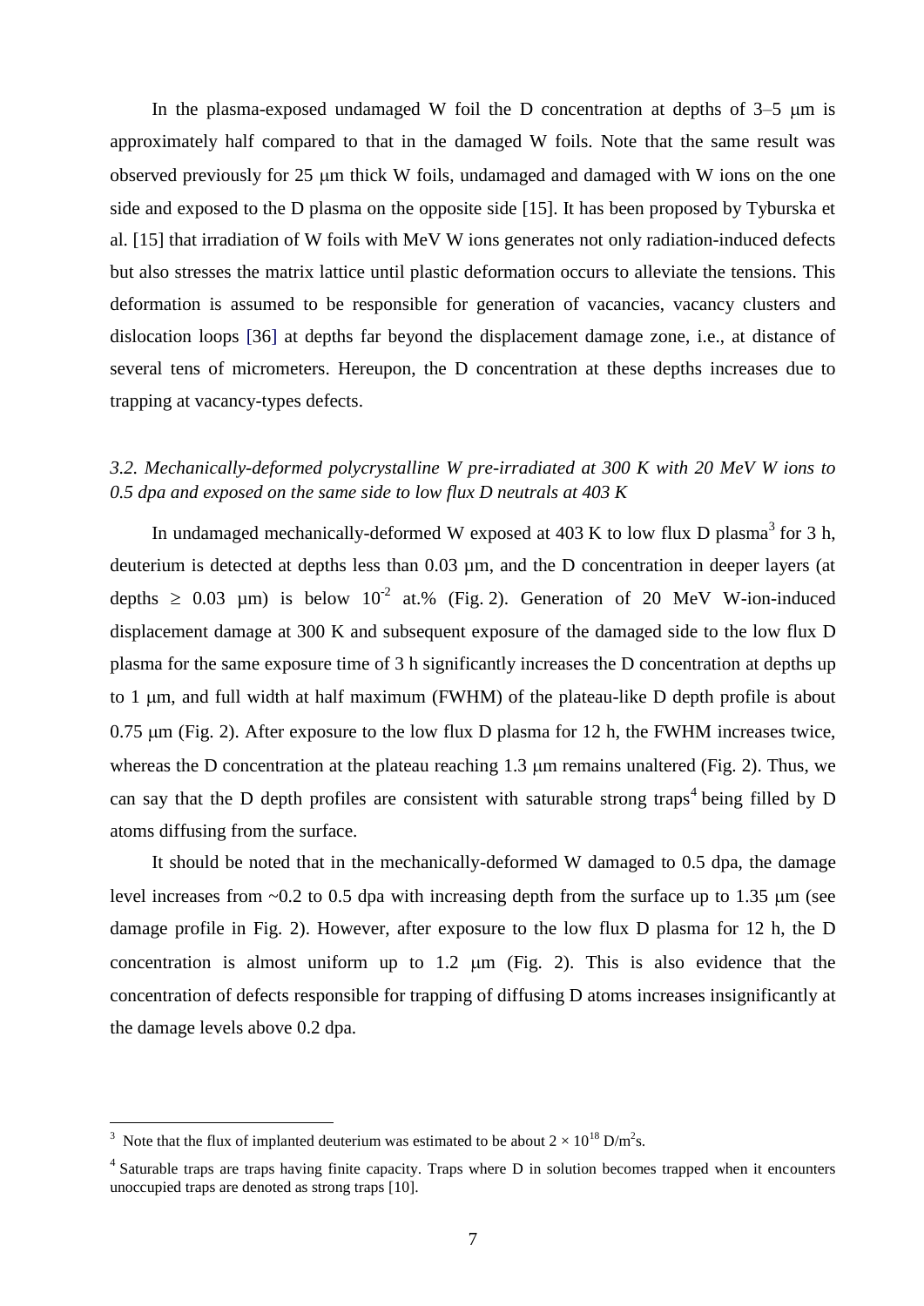In the plasma-exposed undamaged W foil the D concentration at depths of 3–5 μm is approximately half compared to that in the damaged W foils. Note that the same result was observed previously for 25 μm thick W foils, undamaged and damaged with W ions on the one side and exposed to the D plasma on the opposite side [15]. It has been proposed by Tyburska et al. [15] that irradiation of W foils with MeV W ions generates not only radiation-induced defects but also stresses the matrix lattice until plastic deformation occurs to alleviate the tensions. This deformation is assumed to be responsible for generation of vacancies, vacancy clusters and dislocation loops [36] at depths far beyond the displacement damage zone, i.e., at distance of several tens of micrometers. Hereupon, the D concentration at these depths increases due to trapping at vacancy-types defects.

### *3.2. Mechanically-deformed polycrystalline W pre-irradiated at 300 K with 20 MeV W ions to 0.5 dpa and exposed on the same side to low flux D neutrals at 403 K*

In undamaged mechanically-deformed W exposed at 403 K to low flux D plasma[3] for 3 h, deuterium is detected at depths less than 0.03 μm, and the D concentration in deeper layers (at depths ≥ 0.03 μm) is below $10^{-2}$ at.% (Fig. 2). Generation of 20 MeV W-ion-induced displacement damage at 300 K and subsequent exposure of the damaged side to the low flux D plasma for the same exposure time of 3 h significantly increases the D concentration at depths up to 1 μm, and full width at half maximum (FWHM) of the plateau-like D depth profile is about 0.75 μm (Fig. 2). After exposure to the low flux D plasma for 12 h, the FWHM increases twice, whereas the D concentration at the plateau reaching 1.3 μm remains unaltered (Fig. 2). Thus, we can say that the D depth profiles are consistent with saturable strong traps[4] being filled by D atoms diffusing from the surface.

It should be noted that in the mechanically-deformed W damaged to 0.5 dpa, the damage level increases from ~0.2 to 0.5 dpa with increasing depth from the surface up to 1.35 μm (see damage profile in Fig. 2). However, after exposure to the low flux D plasma for 12 h, the D concentration is almost uniform up to 1.2 μm (Fig. 2). This is also evidence that the concentration of defects responsible for trapping of diffusing D atoms increases insignificantly at the damage levels above 0.2 dpa.

---

[3] Note that the flux of implanted deuterium was estimated to be about $2 \times 10^{18}$ D/m$^2$s.

[4] Saturable traps are traps having finite capacity. Traps where D in solution becomes trapped when it encounters unoccupied traps are denoted as strong traps [10].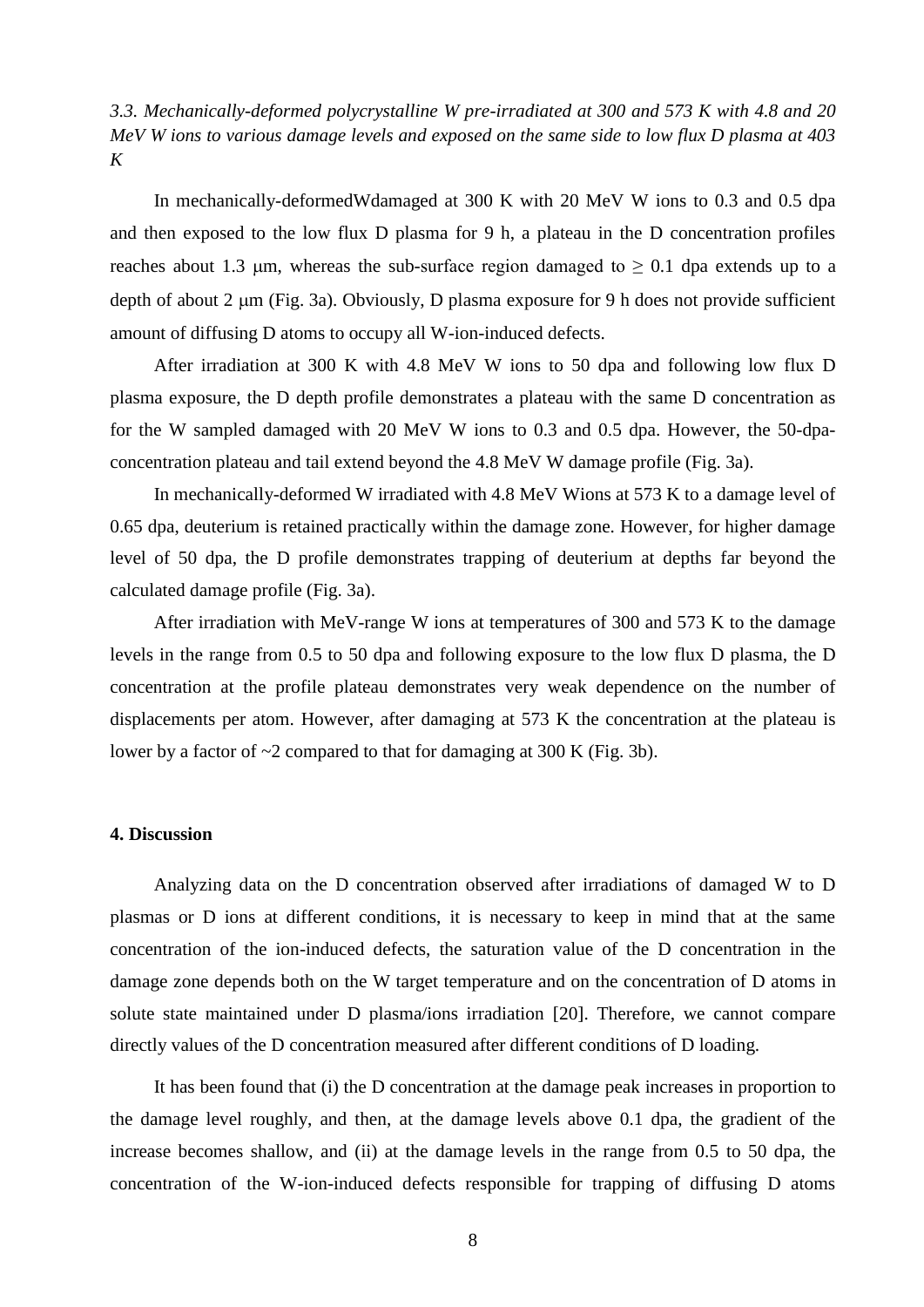*3.3. Mechanically-deformed polycrystalline W pre-irradiated at 300 and 573 K with 4.8 and 20 MeV W ions to various damage levels and exposed on the same side to low flux D plasma at 403 K*

In mechanically-deformedWdamaged at 300 K with 20 MeV W ions to 0.3 and 0.5 dpa and then exposed to the low flux D plasma for 9 h, a plateau in the D concentration profiles reaches about 1.3 μm, whereas the sub-surface region damaged to ≥ 0.1 dpa extends up to a depth of about 2 μm (Fig. 3a). Obviously, D plasma exposure for 9 h does not provide sufficient amount of diffusing D atoms to occupy all W-ion-induced defects.

After irradiation at 300 K with 4.8 MeV W ions to 50 dpa and following low flux D plasma exposure, the D depth profile demonstrates a plateau with the same D concentration as for the W sampled damaged with 20 MeV W ions to 0.3 and 0.5 dpa. However, the 50-dpa-concentration plateau and tail extend beyond the 4.8 MeV W damage profile (Fig. 3a).

In mechanically-deformed W irradiated with 4.8 MeV Wions at 573 K to a damage level of 0.65 dpa, deuterium is retained practically within the damage zone. However, for higher damage level of 50 dpa, the D profile demonstrates trapping of deuterium at depths far beyond the calculated damage profile (Fig. 3a).

After irradiation with MeV-range W ions at temperatures of 300 and 573 K to the damage levels in the range from 0.5 to 50 dpa and following exposure to the low flux D plasma, the D concentration at the profile plateau demonstrates very weak dependence on the number of displacements per atom. However, after damaging at 573 K the concentration at the plateau is lower by a factor of ~2 compared to that for damaging at 300 K (Fig. 3b).

## 4. Discussion

Analyzing data on the D concentration observed after irradiations of damaged W to D plasmas or D ions at different conditions, it is necessary to keep in mind that at the same concentration of the ion-induced defects, the saturation value of the D concentration in the damage zone depends both on the W target temperature and on the concentration of D atoms in solute state maintained under D plasma/ions irradiation [20]. Therefore, we cannot compare directly values of the D concentration measured after different conditions of D loading.

It has been found that (i) the D concentration at the damage peak increases in proportion to the damage level roughly, and then, at the damage levels above 0.1 dpa, the gradient of the increase becomes shallow, and (ii) at the damage levels in the range from 0.5 to 50 dpa, the concentration of the W-ion-induced defects responsible for trapping of diffusing D atoms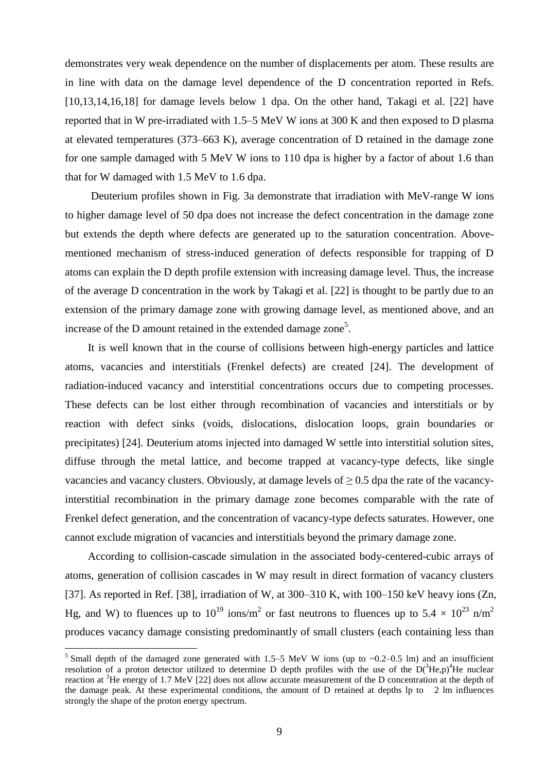demonstrates very weak dependence on the number of displacements per atom. These results are in line with data on the damage level dependence of the D concentration reported in Refs. [10,13,14,16,18] for damage levels below 1 dpa. On the other hand, Takagi et al. [22] have reported that in W pre-irradiated with 1.5–5 MeV W ions at 300 K and then exposed to D plasma at elevated temperatures (373–663 K), average concentration of D retained in the damage zone for one sample damaged with 5 MeV W ions to 110 dpa is higher by a factor of about 1.6 than that for W damaged with 1.5 MeV to 1.6 dpa.

Deuterium profiles shown in Fig. 3a demonstrate that irradiation with MeV-range W ions to higher damage level of 50 dpa does not increase the defect concentration in the damage zone but extends the depth where defects are generated up to the saturation concentration. Above-mentioned mechanism of stress-induced generation of defects responsible for trapping of D atoms can explain the D depth profile extension with increasing damage level. Thus, the increase of the average D concentration in the work by Takagi et al. [22] is thought to be partly due to an extension of the primary damage zone with growing damage level, as mentioned above, and an increase of the D amount retained in the extended damage zone[5].

It is well known that in the course of collisions between high-energy particles and lattice atoms, vacancies and interstitials (Frenkel defects) are created [24]. The development of radiation-induced vacancy and interstitial concentrations occurs due to competing processes. These defects can be lost either through recombination of vacancies and interstitials or by reaction with defect sinks (voids, dislocations, dislocation loops, grain boundaries or precipitates) [24]. Deuterium atoms injected into damaged W settle into interstitial solution sites, diffuse through the metal lattice, and become trapped at vacancy-type defects, like single vacancies and vacancy clusters. Obviously, at damage levels of $\geq 0.5$ dpa the rate of the vacancy-interstitial recombination in the primary damage zone becomes comparable with the rate of Frenkel defect generation, and the concentration of vacancy-type defects saturates. However, one cannot exclude migration of vacancies and interstitials beyond the primary damage zone.

According to collision-cascade simulation in the associated body-centered-cubic arrays of atoms, generation of collision cascades in W may result in direct formation of vacancy clusters [37]. As reported in Ref. [38], irradiation of W, at 300–310 K, with 100–150 keV heavy ions (Zn, Hg, and W) to fluences up to $10^{19}$ ions/m$^2$ or fast neutrons to fluences up to $5.4 \times 10^{23}$ n/m$^2$ produces vacancy damage consisting predominantly of small clusters (each containing less than

---

[5] Small depth of the damaged zone generated with 1.5–5 MeV W ions (up to ~0.2–0.5 lm) and an insufficient resolution of a proton detector utilized to determine D depth profiles with the use of the D($^3$He,p)$^4$He nuclear reaction at $^3$He energy of 1.7 MeV [22] does not allow accurate measurement of the D concentration at the depth of the damage peak. At these experimental conditions, the amount of D retained at depths lp to 2 lm influences strongly the shape of the proton energy spectrum.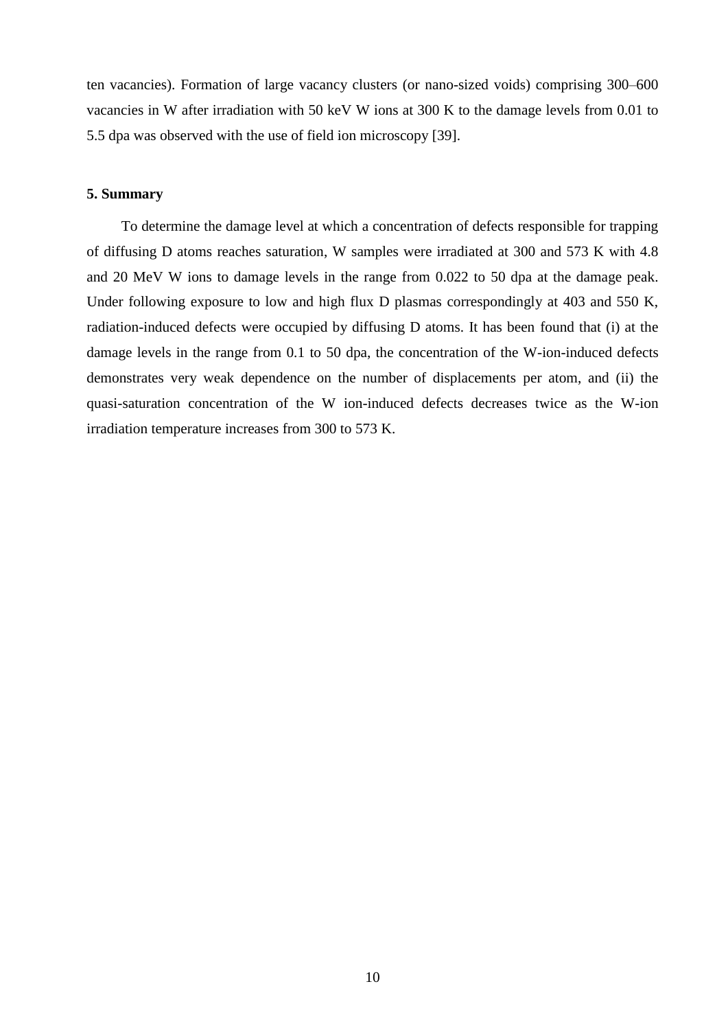ten vacancies). Formation of large vacancy clusters (or nano-sized voids) comprising 300–600 vacancies in W after irradiation with 50 keV W ions at 300 K to the damage levels from 0.01 to 5.5 dpa was observed with the use of field ion microscopy [39].

## 5. Summary

To determine the damage level at which a concentration of defects responsible for trapping of diffusing D atoms reaches saturation, W samples were irradiated at 300 and 573 K with 4.8 and 20 MeV W ions to damage levels in the range from 0.022 to 50 dpa at the damage peak. Under following exposure to low and high flux D plasmas correspondingly at 403 and 550 K, radiation-induced defects were occupied by diffusing D atoms. It has been found that (i) at the damage levels in the range from 0.1 to 50 dpa, the concentration of the W-ion-induced defects demonstrates very weak dependence on the number of displacements per atom, and (ii) the quasi-saturation concentration of the W ion-induced defects decreases twice as the W-ion irradiation temperature increases from 300 to 573 K.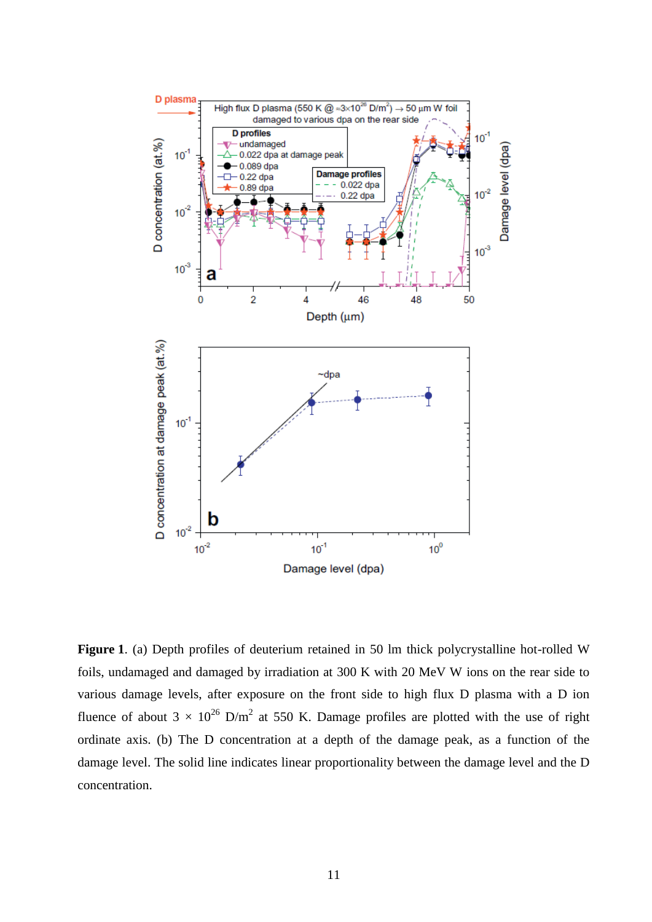**Figure 1**. (a) Depth profiles of deuterium retained in 50 lm thick polycrystalline hot-rolled W foils, undamaged and damaged by irradiation at 300 K with 20 MeV W ions on the rear side to various damage levels, after exposure on the front side to high flux D plasma with a D ion fluence of about $3 \times 10^{26}$ D/m$^2$ at 550 K. Damage profiles are plotted with the use of right ordinate axis. (b) The D concentration at a depth of the damage peak, as a function of the damage level. The solid line indicates linear proportionality between the damage level and the D concentration.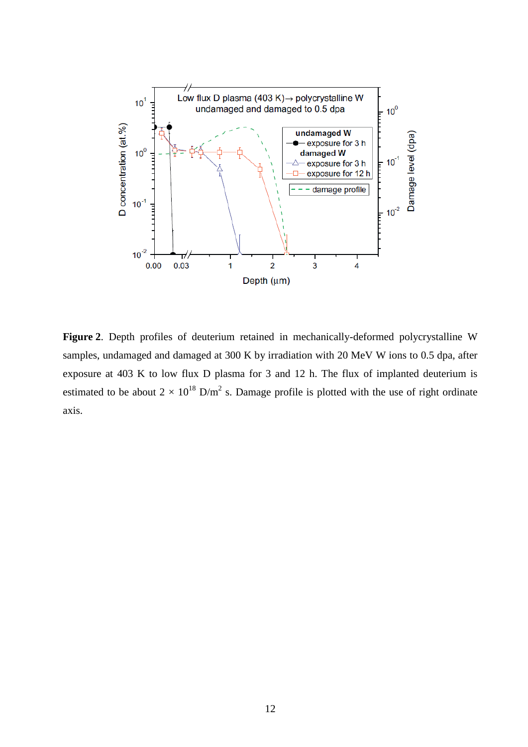**Figure 2**. Depth profiles of deuterium retained in mechanically-deformed polycrystalline W samples, undamaged and damaged at 300 K by irradiation with 20 MeV W ions to 0.5 dpa, after exposure at 403 K to low flux D plasma for 3 and 12 h. The flux of implanted deuterium is estimated to be about $2 \times 10^{18}$ D/m$^2$ s. Damage profile is plotted with the use of right ordinate axis.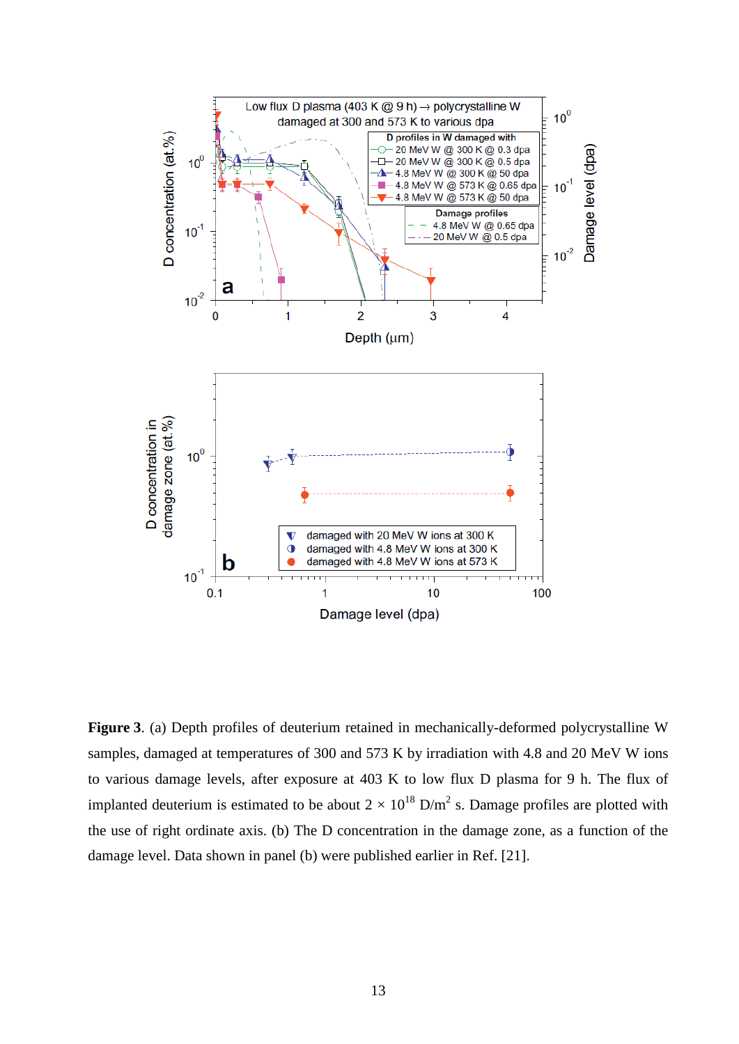**Figure 3**. (a) Depth profiles of deuterium retained in mechanically-deformed polycrystalline W samples, damaged at temperatures of 300 and 573 K by irradiation with 4.8 and 20 MeV W ions to various damage levels, after exposure at 403 K to low flux D plasma for 9 h. The flux of implanted deuterium is estimated to be about $2 \times 10^{18}$ D/m$^2$ s. Damage profiles are plotted with the use of right ordinate axis. (b) The D concentration in the damage zone, as a function of the damage level. Data shown in panel (b) were published earlier in Ref. [21].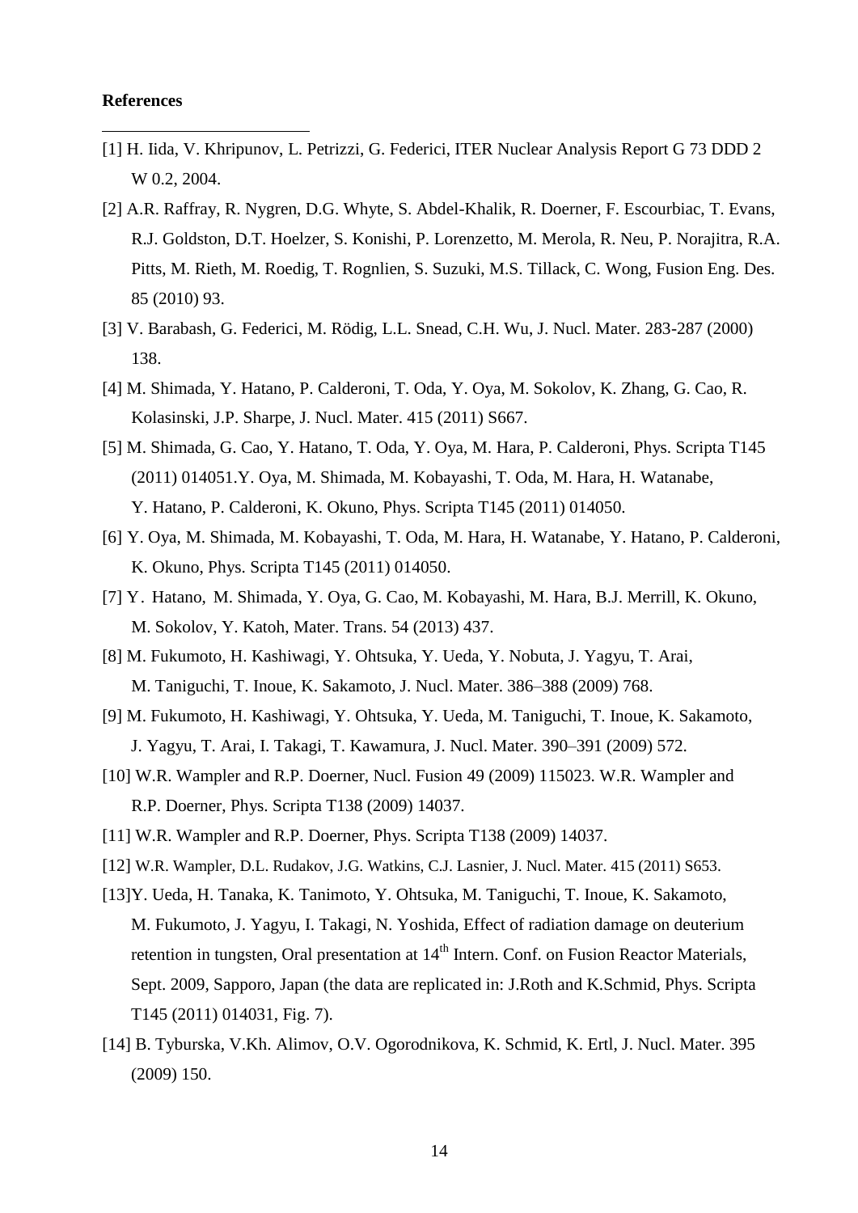**References**

[1] H. Iida, V. Khripunov, L. Petrizzi, G. Federici, ITER Nuclear Analysis Report G 73 DDD 2 W 0.2, 2004.

[2] A.R. Raffray, R. Nygren, D.G. Whyte, S. Abdel-Khalik, R. Doerner, F. Escourbiac, T. Evans, R.J. Goldston, D.T. Hoelzer, S. Konishi, P. Lorenzetto, M. Merola, R. Neu, P. Norajitra, R.A. Pitts, M. Rieth, M. Roedig, T. Rognlien, S. Suzuki, M.S. Tillack, C. Wong, Fusion Eng. Des. 85 (2010) 93.

[3] V. Barabash, G. Federici, M. Rödig, L.L. Snead, C.H. Wu, J. Nucl. Mater. 283-287 (2000) 138.

[4] M. Shimada, Y. Hatano, P. Calderoni, T. Oda, Y. Oya, M. Sokolov, K. Zhang, G. Cao, R. Kolasinski, J.P. Sharpe, J. Nucl. Mater. 415 (2011) S667.

[5] M. Shimada, G. Cao, Y. Hatano, T. Oda, Y. Oya, M. Hara, P. Calderoni, Phys. Scripta T145 (2011) 014051.Y. Oya, M. Shimada, M. Kobayashi, T. Oda, M. Hara, H. Watanabe, Y. Hatano, P. Calderoni, K. Okuno, Phys. Scripta T145 (2011) 014050.

[6] Y. Oya, M. Shimada, M. Kobayashi, T. Oda, M. Hara, H. Watanabe, Y. Hatano, P. Calderoni, K. Okuno, Phys. Scripta T145 (2011) 014050.

[7] Y. Hatano, M. Shimada, Y. Oya, G. Cao, M. Kobayashi, M. Hara, B.J. Merrill, K. Okuno, M. Sokolov, Y. Katoh, Mater. Trans. 54 (2013) 437.

[8] M. Fukumoto, H. Kashiwagi, Y. Ohtsuka, Y. Ueda, Y. Nobuta, J. Yagyu, T. Arai, M. Taniguchi, T. Inoue, K. Sakamoto, J. Nucl. Mater. 386–388 (2009) 768.

[9] M. Fukumoto, H. Kashiwagi, Y. Ohtsuka, Y. Ueda, M. Taniguchi, T. Inoue, K. Sakamoto, J. Yagyu, T. Arai, I. Takagi, T. Kawamura, J. Nucl. Mater. 390–391 (2009) 572.

[10] W.R. Wampler and R.P. Doerner, Nucl. Fusion 49 (2009) 115023. W.R. Wampler and R.P. Doerner, Phys. Scripta T138 (2009) 14037.

[11] W.R. Wampler and R.P. Doerner, Phys. Scripta T138 (2009) 14037.

[12] W.R. Wampler, D.L. Rudakov, J.G. Watkins, C.J. Lasnier, J. Nucl. Mater. 415 (2011) S653.

[13]Y. Ueda, H. Tanaka, K. Tanimoto, Y. Ohtsuka, M. Taniguchi, T. Inoue, K. Sakamoto, M. Fukumoto, J. Yagyu, I. Takagi, N. Yoshida, Effect of radiation damage on deuterium retention in tungsten, Oral presentation at 14th Intern. Conf. on Fusion Reactor Materials, Sept. 2009, Sapporo, Japan (the data are replicated in: J.Roth and K.Schmid, Phys. Scripta T145 (2011) 014031, Fig. 7).

[14] B. Tyburska, V.Kh. Alimov, O.V. Ogorodnikova, K. Schmid, K. Ertl, J. Nucl. Mater. 395 (2009) 150.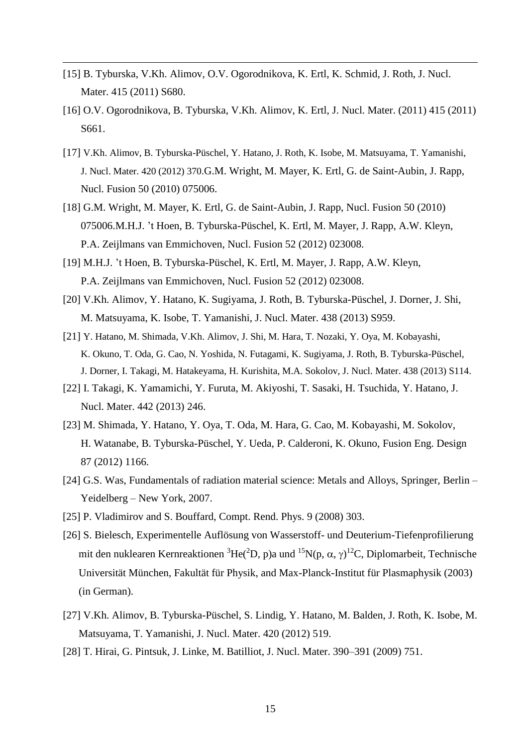[15] B. Tyburska, V.Kh. Alimov, O.V. Ogorodnikova, K. Ertl, K. Schmid, J. Roth, J. Nucl. Mater. 415 (2011) S680.

[16] O.V. Ogorodnikova, B. Tyburska, V.Kh. Alimov, K. Ertl, J. Nucl. Mater. (2011) 415 (2011) S661.

[17] V.Kh. Alimov, B. Tyburska-Püschel, Y. Hatano, J. Roth, K. Isobe, M. Matsuyama, T. Yamanishi, J. Nucl. Mater. 420 (2012) 370.G.M. Wright, M. Mayer, K. Ertl, G. de Saint-Aubin, J. Rapp, Nucl. Fusion 50 (2010) 075006.

[18] G.M. Wright, M. Mayer, K. Ertl, G. de Saint-Aubin, J. Rapp, Nucl. Fusion 50 (2010) 075006.M.H.J. 't Hoen, B. Tyburska-Püschel, K. Ertl, M. Mayer, J. Rapp, A.W. Kleyn, P.A. Zeijlmans van Emmichoven, Nucl. Fusion 52 (2012) 023008.

[19] M.H.J. 't Hoen, B. Tyburska-Püschel, K. Ertl, M. Mayer, J. Rapp, A.W. Kleyn, P.A. Zeijlmans van Emmichoven, Nucl. Fusion 52 (2012) 023008.

[20] V.Kh. Alimov, Y. Hatano, K. Sugiyama, J. Roth, B. Tyburska-Püschel, J. Dorner, J. Shi, M. Matsuyama, K. Isobe, T. Yamanishi, J. Nucl. Mater. 438 (2013) S959.

[21] Y. Hatano, M. Shimada, V.Kh. Alimov, J. Shi, M. Hara, T. Nozaki, Y. Oya, M. Kobayashi, K. Okuno, T. Oda, G. Cao, N. Yoshida, N. Futagami, K. Sugiyama, J. Roth, B. Tyburska-Püschel, J. Dorner, I. Takagi, M. Hatakeyama, H. Kurishita, M.A. Sokolov, J. Nucl. Mater. 438 (2013) S114.

[22] I. Takagi, K. Yamamichi, Y. Furuta, M. Akiyoshi, T. Sasaki, H. Tsuchida, Y. Hatano, J. Nucl. Mater. 442 (2013) 246.

[23] M. Shimada, Y. Hatano, Y. Oya, T. Oda, M. Hara, G. Cao, M. Kobayashi, M. Sokolov, H. Watanabe, B. Tyburska-Püschel, Y. Ueda, P. Calderoni, K. Okuno, Fusion Eng. Design 87 (2012) 1166.

[24] G.S. Was, Fundamentals of radiation material science: Metals and Alloys, Springer, Berlin – Yeidelberg – New York, 2007.

[25] P. Vladimirov and S. Bouffard, Compt. Rend. Phys. 9 (2008) 303.

[26] S. Bielesch, Experimentelle Auflösung von Wasserstoff- und Deuterium-Tiefenprofilierung mit den nuklearen Kernreaktionen $^{3}$He($^{2}$D, p)a und $^{15}$N(p, $\alpha$, $\gamma$)$^{12}$C, Diplomarbeit, Technische Universität München, Fakultät für Physik, and Max-Planck-Institut für Plasmaphysik (2003) (in German).

[27] V.Kh. Alimov, B. Tyburska-Püschel, S. Lindig, Y. Hatano, M. Balden, J. Roth, K. Isobe, M. Matsuyama, T. Yamanishi, J. Nucl. Mater. 420 (2012) 519.

[28] T. Hirai, G. Pintsuk, J. Linke, M. Batilliot, J. Nucl. Mater. 390–391 (2009) 751.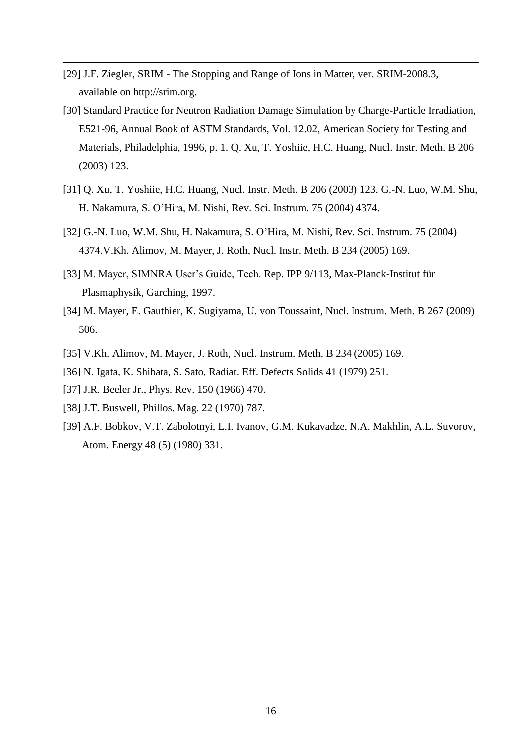[29] J.F. Ziegler, SRIM - The Stopping and Range of Ions in Matter, ver. SRIM-2008.3, available on http://srim.org.

[30] Standard Practice for Neutron Radiation Damage Simulation by Charge-Particle Irradiation, E521-96, Annual Book of ASTM Standards, Vol. 12.02, American Society for Testing and Materials, Philadelphia, 1996, p. 1. Q. Xu, T. Yoshiie, H.C. Huang, Nucl. Instr. Meth. B 206 (2003) 123.

[31] Q. Xu, T. Yoshiie, H.C. Huang, Nucl. Instr. Meth. B 206 (2003) 123. G.-N. Luo, W.M. Shu, H. Nakamura, S. O'Hira, M. Nishi, Rev. Sci. Instrum. 75 (2004) 4374.

[32] G.-N. Luo, W.M. Shu, H. Nakamura, S. O'Hira, M. Nishi, Rev. Sci. Instrum. 75 (2004) 4374.V.Kh. Alimov, M. Mayer, J. Roth, Nucl. Instr. Meth. B 234 (2005) 169.

[33] M. Mayer, SIMNRA User's Guide, Tech. Rep. IPP 9/113, Max-Planck-Institut für Plasmaphysik, Garching, 1997.

[34] M. Mayer, E. Gauthier, K. Sugiyama, U. von Toussaint, Nucl. Instrum. Meth. B 267 (2009) 506.

[35] V.Kh. Alimov, M. Mayer, J. Roth, Nucl. Instrum. Meth. B 234 (2005) 169.

[36] N. Igata, K. Shibata, S. Sato, Radiat. Eff. Defects Solids 41 (1979) 251.

[37] J.R. Beeler Jr., Phys. Rev. 150 (1966) 470.

[38] J.T. Buswell, Phillos. Mag. 22 (1970) 787.

[39] A.F. Bobkov, V.T. Zabolotnyi, L.I. Ivanov, G.M. Kukavadze, N.A. Makhlin, A.L. Suvorov, Atom. Energy 48 (5) (1980) 331.